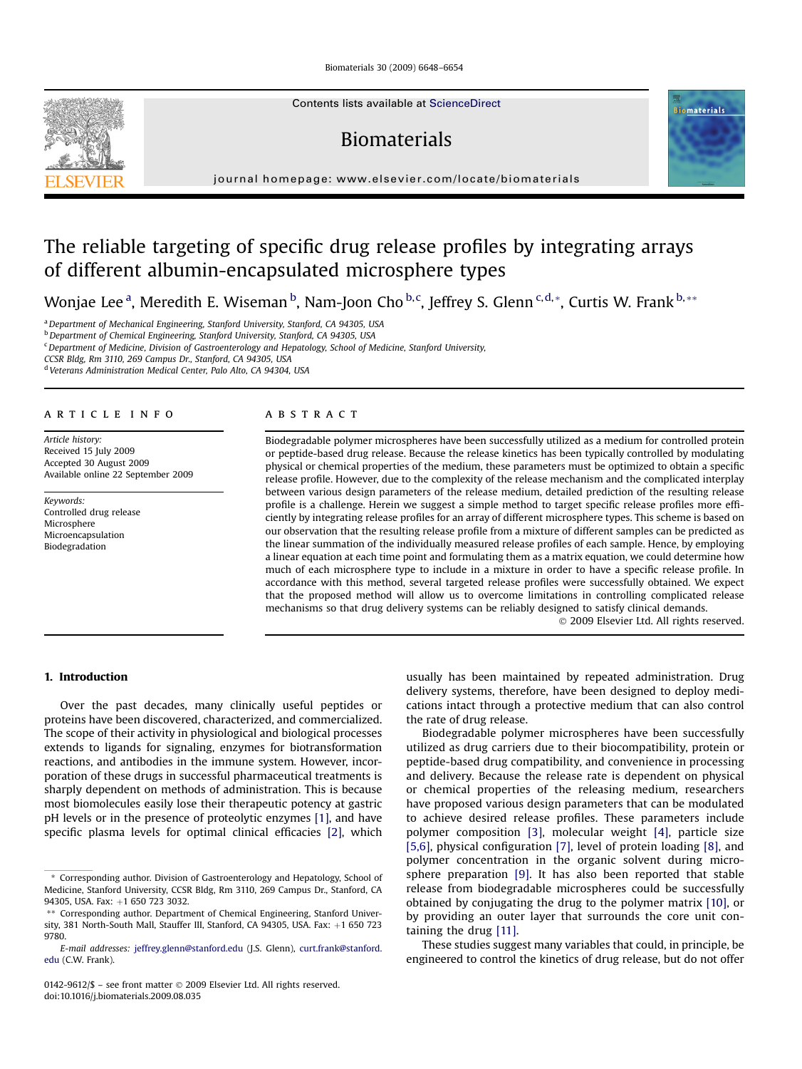Contents lists available at ScienceDirect

# Biomaterials

journal homepage: www.elsevier.com/locate/biomaterials

# The reliable targeting of specific drug release profiles by integrating arrays of different albumin-encapsulated microsphere types

Wonjae Lee [a], Meredith E. Wiseman [b], Nam-Joon Cho [b,c], Jeffrey S. Glenn [c,d,*], Curtis W. Frank [b,**]

[a] Department of Mechanical Engineering, Stanford University, Stanford, CA 94305, USA
[b] Department of Chemical Engineering, Stanford University, Stanford, CA 94305, USA
[c] Department of Medicine, Division of Gastroenterology and Hepatology, School of Medicine, Stanford University, CCSR Bldg, Rm 3110, 269 Campus Dr., Stanford, CA 94305, USA
[d] Veterans Administration Medical Center, Palo Alto, CA 94304, USA

## ARTICLE INFO

*Article history:*
Received 15 July 2009
Accepted 30 August 2009
Available online 22 September 2009

*Keywords:*
Controlled drug release
Microsphere
Microencapsulation
Biodegradation

## ABSTRACT

Biodegradable polymer microspheres have been successfully utilized as a medium for controlled protein or peptide-based drug release. Because the release kinetics has been typically controlled by modulating physical or chemical properties of the medium, these parameters must be optimized to obtain a specific release profile. However, due to the complexity of the release mechanism and the complicated interplay between various design parameters of the release medium, detailed prediction of the resulting release profile is a challenge. Herein we suggest a simple method to target specific release profiles more efficiently by integrating release profiles for an array of different microsphere types. This scheme is based on our observation that the resulting release profile from a mixture of different samples can be predicted as the linear summation of the individually measured release profiles of each sample. Hence, by employing a linear equation at each time point and formulating them as a matrix equation, we could determine how much of each microsphere type to include in a mixture in order to have a specific release profile. In accordance with this method, several targeted release profiles were successfully obtained. We expect that the proposed method will allow us to overcome limitations in controlling complicated release mechanisms so that drug delivery systems can be reliably designed to satisfy clinical demands.

© 2009 Elsevier Ltd. All rights reserved.

## 1. Introduction

Over the past decades, many clinically useful peptides or proteins have been discovered, characterized, and commercialized. The scope of their activity in physiological and biological processes extends to ligands for signaling, enzymes for biotransformation reactions, and antibodies in the immune system. However, incorporation of these drugs in successful pharmaceutical treatments is sharply dependent on methods of administration. This is because most biomolecules easily lose their therapeutic potency at gastric pH levels or in the presence of proteolytic enzymes [1], and have specific plasma levels for optimal clinical efficacies [2], which usually has been maintained by repeated administration. Drug delivery systems, therefore, have been designed to deploy medications intact through a protective medium that can also control the rate of drug release.

Biodegradable polymer microspheres have been successfully utilized as drug carriers due to their biocompatibility, protein or peptide-based drug compatibility, and convenience in processing and delivery. Because the release rate is dependent on physical or chemical properties of the releasing medium, researchers have proposed various design parameters that can be modulated to achieve desired release profiles. These parameters include polymer composition [3], molecular weight [4], particle size [5,6], physical configuration [7], level of protein loading [8], and polymer concentration in the organic solvent during microsphere preparation [9]. It has also been reported that stable release from biodegradable microspheres could be successfully obtained by conjugating the drug to the polymer matrix [10], or by providing an outer layer that surrounds the core unit containing the drug [11].

These studies suggest many variables that could, in principle, be engineered to control the kinetics of drug release, but do not offer

\* Corresponding author. Division of Gastroenterology and Hepatology, School of Medicine, Stanford University, CCSR Bldg, Rm 3110, 269 Campus Dr., Stanford, CA 94305, USA. Fax: +1 650 723 3032.
\*\* Corresponding author. Department of Chemical Engineering, Stanford University, 381 North-South Mall, Stauffer III, Stanford, CA 94305, USA. Fax: +1 650 723 9780.
E-mail addresses: jeffrey.glenn@stanford.edu (J.S. Glenn), curt.frank@stanford.edu (C.W. Frank).

0142-9612/$ – see front matter © 2009 Elsevier Ltd. All rights reserved.
doi:10.1016/j.biomaterials.2009.08.035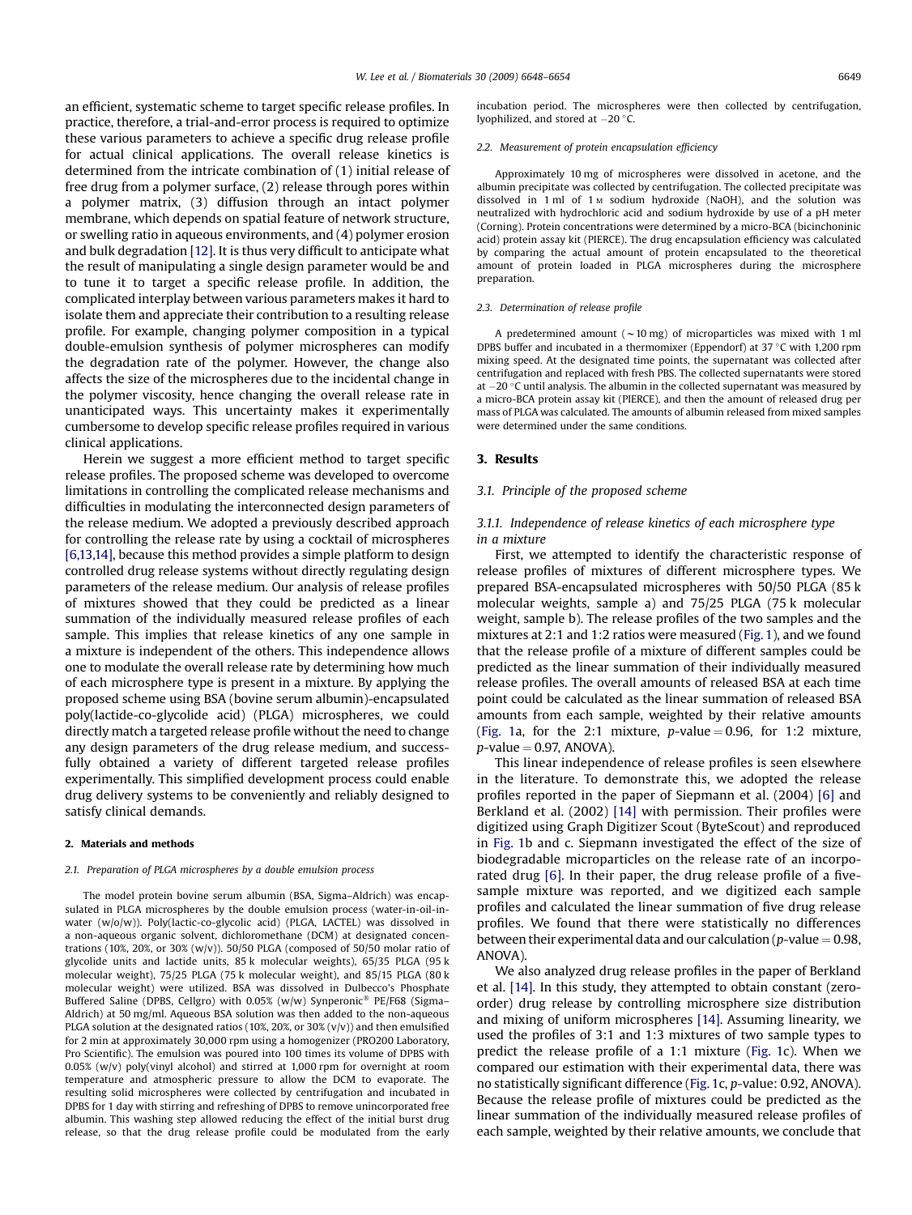an efficient, systematic scheme to target specific release profiles. In practice, therefore, a trial-and-error process is required to optimize these various parameters to achieve a specific drug release profile for actual clinical applications. The overall release kinetics is determined from the intricate combination of (1) initial release of free drug from a polymer surface, (2) release through pores within a polymer matrix, (3) diffusion through an intact polymer membrane, which depends on spatial feature of network structure, or swelling ratio in aqueous environments, and (4) polymer erosion and bulk degradation [12]. It is thus very difficult to anticipate what the result of manipulating a single design parameter would be and to tune it to target a specific release profile. In addition, the complicated interplay between various parameters makes it hard to isolate them and appreciate their contribution to a resulting release profile. For example, changing polymer composition in a typical double-emulsion synthesis of polymer microspheres can modify the degradation rate of the polymer. However, the change also affects the size of the microspheres due to the incidental change in the polymer viscosity, hence changing the overall release rate in unanticipated ways. This uncertainty makes it experimentally cumbersome to develop specific release profiles required in various clinical applications.

Herein we suggest a more efficient method to target specific release profiles. The proposed scheme was developed to overcome limitations in controlling the complicated release mechanisms and difficulties in modulating the interconnected design parameters of the release medium. We adopted a previously described approach for controlling the release rate by using a cocktail of microspheres [6,13,14], because this method provides a simple platform to design controlled drug release systems without directly regulating design parameters of the release medium. Our analysis of release profiles of mixtures showed that they could be predicted as a linear summation of the individually measured release profiles of each sample. This implies that release kinetics of any one sample in a mixture is independent of the others. This independence allows one to modulate the overall release rate by determining how much of each microsphere type is present in a mixture. By applying the proposed scheme using BSA (bovine serum albumin)-encapsulated poly(lactide-co-glycolide acid) (PLGA) microspheres, we could directly match a targeted release profile without the need to change any design parameters of the drug release medium, and successfully obtained a variety of different targeted release profiles experimentally. This simplified development process could enable drug delivery systems to be conveniently and reliably designed to satisfy clinical demands.

## 2. Materials and methods

### 2.1. Preparation of PLGA microspheres by a double emulsion process

The model protein bovine serum albumin (BSA, Sigma–Aldrich) was encapsulated in PLGA microspheres by the double emulsion process (water-in-oil-in-water (w/o/w)). Poly(lactic-co-glycolic acid) (PLGA, LACTEL) was dissolved in a non-aqueous organic solvent, dichloromethane (DCM) at designated concentrations (10%, 20%, or 30% (w/v)). 50/50 PLGA (composed of 50/50 molar ratio of glycolide units and lactide units, 85 k molecular weights), 65/35 PLGA (95 k molecular weight), 75/25 PLGA (75 k molecular weight), and 85/15 PLGA (80 k molecular weight) were utilized. BSA was dissolved in Dulbecco's Phosphate Buffered Saline (DPBS, Cellgro) with 0.05% (w/w) Synperonic® PE/F68 (Sigma–Aldrich) at 50 mg/ml. Aqueous BSA solution was then added to the non-aqueous PLGA solution at the designated ratios (10%, 20%, or 30% (v/v)) and then emulsified for 2 min at approximately 30,000 rpm using a homogenizer (PRO200 Laboratory, Pro Scientific). The emulsion was poured into 100 times its volume of DPBS with 0.05% (w/v) poly(vinyl alcohol) and stirred at 1,000 rpm for overnight at room temperature and atmospheric pressure to allow the DCM to evaporate. The resulting solid microspheres were collected by centrifugation and incubated in DPBS for 1 day with stirring and refreshing of DPBS to remove unincorporated free albumin. This washing step allowed reducing the effect of the initial burst drug release, so that the drug release profile could be modulated from the early incubation period. The microspheres were then collected by centrifugation, lyophilized, and stored at −20 °C.

### 2.2. Measurement of protein encapsulation efficiency

Approximately 10 mg of microspheres were dissolved in acetone, and the albumin precipitate was collected by centrifugation. The collected precipitate was dissolved in 1 ml of 1 M sodium hydroxide (NaOH), and the solution was neutralized with hydrochloric acid and sodium hydroxide by use of a pH meter (Corning). Protein concentrations were determined by a micro-BCA (bicinchoninic acid) protein assay kit (PIERCE). The drug encapsulation efficiency was calculated by comparing the actual amount of protein encapsulated to the theoretical amount of protein loaded in PLGA microspheres during the microsphere preparation.

### 2.3. Determination of release profile

A predetermined amount (~10 mg) of microparticles was mixed with 1 ml DPBS buffer and incubated in a thermomixer (Eppendorf) at 37 °C with 1,200 rpm mixing speed. At the designated time points, the supernatant was collected after centrifugation and replaced with fresh PBS. The collected supernatants were stored at −20 °C until analysis. The albumin in the collected supernatant was measured by a micro-BCA protein assay kit (PIERCE), and then the amount of released drug per mass of PLGA was calculated. The amounts of albumin released from mixed samples were determined under the same conditions.

## 3. Results

### 3.1. Principle of the proposed scheme

#### 3.1.1. Independence of release kinetics of each microsphere type in a mixture

First, we attempted to identify the characteristic response of release profiles of mixtures of different microsphere types. We prepared BSA-encapsulated microspheres with 50/50 PLGA (85 k molecular weights, sample a) and 75/25 PLGA (75 k molecular weight, sample b). The release profiles of the two samples and the mixtures at 2:1 and 1:2 ratios were measured (Fig. 1), and we found that the release profile of a mixture of different samples could be predicted as the linear summation of their individually measured release profiles. The overall amounts of released BSA at each time point could be calculated as the linear summation of released BSA amounts from each sample, weighted by their relative amounts (Fig. 1a, for the 2:1 mixture, $p$-value = 0.96, for 1:2 mixture, $p$-value = 0.97, ANOVA).

This linear independence of release profiles is seen elsewhere in the literature. To demonstrate this, we adopted the release profiles reported in the paper of Siepmann et al. (2004) [6] and Berkland et al. (2002) [14] with permission. Their profiles were digitized using Graph Digitizer Scout (ByteScout) and reproduced in Fig. 1b and c. Siepmann investigated the effect of the size of biodegradable microparticles on the release rate of an incorporated drug [6]. In their paper, the drug release profile of a five-sample mixture was reported, and we digitized each sample profiles and calculated the linear summation of five drug release profiles. We found that there were statistically no differences between their experimental data and our calculation ($p$-value = 0.98, ANOVA).

We also analyzed drug release profiles in the paper of Berkland et al. [14]. In this study, they attempted to obtain constant (zero-order) drug release by controlling microsphere size distribution and mixing of uniform microspheres [14]. Assuming linearity, we used the profiles of 3:1 and 1:3 mixtures of two sample types to predict the release profile of a 1:1 mixture (Fig. 1c). When we compared our estimation with their experimental data, there was no statistically significant difference (Fig. 1c, $p$-value: 0.92, ANOVA). Because the release profile of mixtures could be predicted as the linear summation of the individually measured release profiles of each sample, weighted by their relative amounts, we conclude that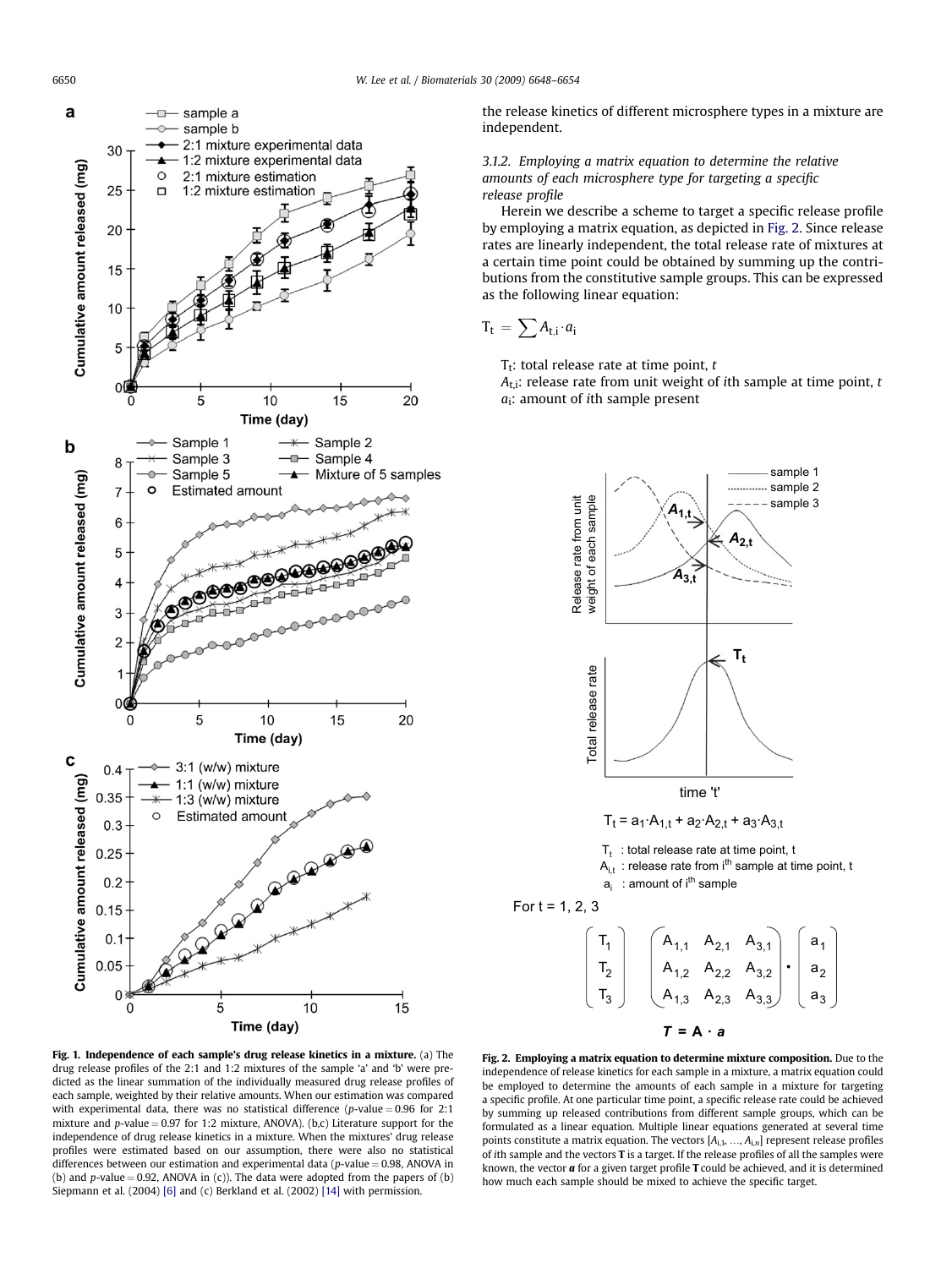the release kinetics of different microsphere types in a mixture are independent.

### 3.1.2. Employing a matrix equation to determine the relative amounts of each microsphere type for targeting a specific release profile

Herein we describe a scheme to target a specific release profile by employing a matrix equation, as depicted in Fig. 2. Since release rates are linearly independent, the total release rate of mixtures at a certain time point could be obtained by summing up the contributions from the constitutive sample groups. This can be expressed as the following linear equation:

$$T_t = \sum A_{t,i} \cdot a_i$$

$T_t$: total release rate at time point, $t$
$A_{t,i}$: release rate from unit weight of $i$th sample at time point, $t$
$a_i$: amount of $i$th sample present

**Fig. 1. Independence of each sample's drug release kinetics in a mixture.** (a) The drug release profiles of the 2:1 and 1:2 mixtures of the sample 'a' and 'b' were predicted as the linear summation of the individually measured drug release profiles of each sample, weighted by their relative amounts. When our estimation was compared with experimental data, there was no statistical difference ($p$-value = 0.96 for 2:1 mixture and $p$-value = 0.97 for 1:2 mixture, ANOVA). (b,c) Literature support for the independence of drug release kinetics in a mixture. When the mixtures' drug release profiles were estimated based on our assumption, there were also no statistical differences between our estimation and experimental data ($p$-value = 0.98, ANOVA in (b) and $p$-value = 0.92, ANOVA in (c)). The data were adopted from the papers of (b) Siepmann et al. (2004) [6] and (c) Berkland et al. (2002) [14] with permission.

**Fig. 2. Employing a matrix equation to determine mixture composition.** Due to the independence of release kinetics for each sample in a mixture, a matrix equation could be employed to determine the amounts of each sample in a mixture for targeting a specific profile. At one particular time point, a specific release rate could be achieved by summing up released contributions from different sample groups, which can be formulated as a linear equation. Multiple linear equations generated at several time points constitute a matrix equation. The vectors $[A_{i,1}, \ldots, A_{i,n}]$ represent release profiles of $i$th sample and the vectors **T** is a target. If the release profiles of all the samples were known, the vector ***a*** for a given target profile **T** could be achieved, and it is determined how much each sample should be mixed to achieve the specific target.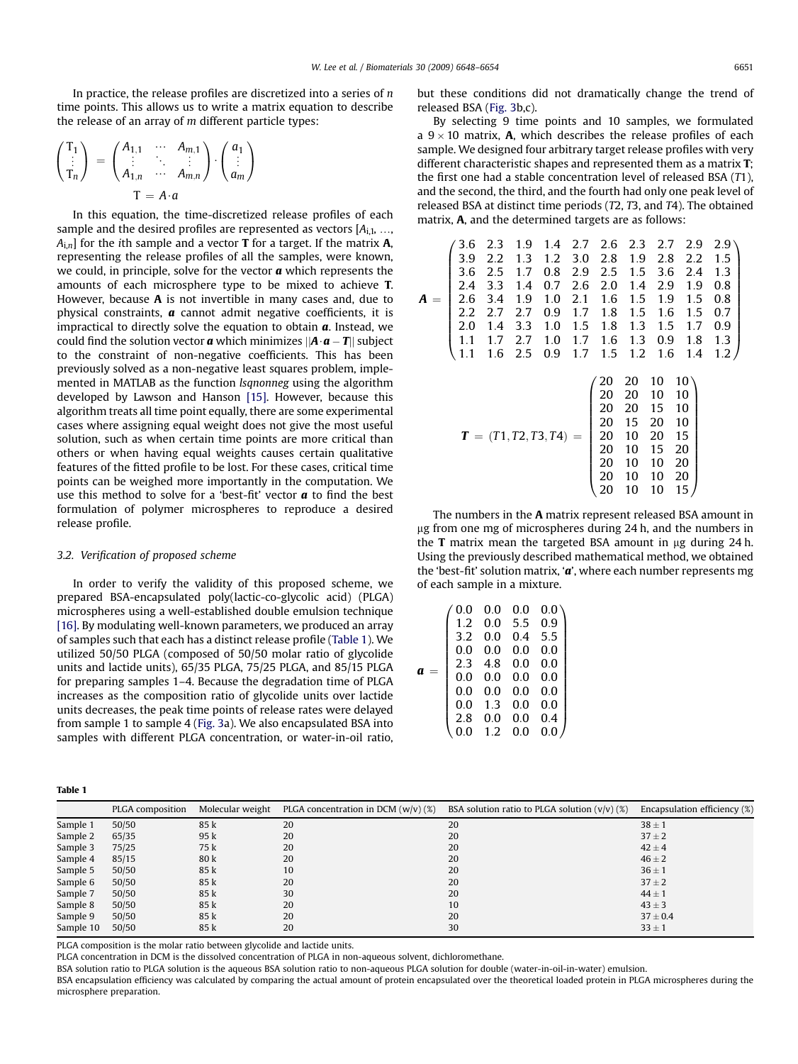In practice, the release profiles are discretized into a series of $n$ time points. This allows us to write a matrix equation to describe the release of an array of $m$ different particle types:

$$\begin{pmatrix} T_1 \\ \vdots \\ T_n \end{pmatrix} = \begin{pmatrix} A_{1,1} & \cdots & A_{m,1} \\ \vdots & \ddots & \vdots \\ A_{1,n} & \cdots & A_{m,n} \end{pmatrix} \cdot \begin{pmatrix} a_1 \\ \vdots \\ a_m \end{pmatrix}$$

$$T = A \cdot a$$

In this equation, the time-discretized release profiles of each sample and the desired profiles are represented as vectors $[A_{i,1}, \ldots, A_{i,n}]$ for the $i$th sample and a vector $\mathbf{T}$ for a target. If the matrix $\mathbf{A}$, representing the release profiles of all the samples, were known, we could, in principle, solve for the vector $\boldsymbol{a}$ which represents the amounts of each microsphere type to be mixed to achieve $\mathbf{T}$. However, because $\mathbf{A}$ is not invertible in many cases and, due to physical constraints, $\boldsymbol{a}$ cannot admit negative coefficients, it is impractical to directly solve the equation to obtain $\boldsymbol{a}$. Instead, we could find the solution vector $\boldsymbol{a}$ which minimizes $\|\boldsymbol{A} \cdot \boldsymbol{a} - \boldsymbol{T}\|$ subject to the constraint of non-negative coefficients. This has been previously solved as a non-negative least squares problem, implemented in MATLAB as the function *lsqnonneg* using the algorithm developed by Lawson and Hanson [15]. However, because this algorithm treats all time point equally, there are some experimental cases where assigning equal weight does not give the most useful solution, such as when certain time points are more critical than others or when having equal weights causes certain qualitative features of the fitted profile to be lost. For these cases, critical time points can be weighed more importantly in the computation. We use this method to solve for a 'best-fit' vector $\boldsymbol{a}$ to find the best formulation of polymer microspheres to reproduce a desired release profile.

### 3.2. Verification of proposed scheme

In order to verify the validity of this proposed scheme, we prepared BSA-encapsulated poly(lactic-co-glycolic acid) (PLGA) microspheres using a well-established double emulsion technique [16]. By modulating well-known parameters, we produced an array of samples such that each has a distinct release profile (Table 1). We utilized 50/50 PLGA (composed of 50/50 molar ratio of glycolide units and lactide units), 65/35 PLGA, 75/25 PLGA, and 85/15 PLGA for preparing samples 1–4. Because the degradation time of PLGA increases as the composition ratio of glycolide units over lactide units decreases, the peak time points of release rates were delayed from sample 1 to sample 4 (Fig. 3a). We also encapsulated BSA into samples with different PLGA concentration, or water-in-oil ratio, but these conditions did not dramatically change the trend of released BSA (Fig. 3b,c).

By selecting 9 time points and 10 samples, we formulated a $9 \times 10$ matrix, $\mathbf{A}$, which describes the release profiles of each sample. We designed four arbitrary target release profiles with very different characteristic shapes and represented them as a matrix $\mathbf{T}$; the first one had a stable concentration level of released BSA ($T1$), and the second, the third, and the fourth had only one peak level of released BSA at distinct time periods ($T2$, $T3$, and $T4$). The obtained matrix, $\mathbf{A}$, and the determined targets are as follows:

$$\boldsymbol{A} = \begin{pmatrix} 3.6 & 2.3 & 1.9 & 1.4 & 2.7 & 2.6 & 2.3 & 2.7 & 2.9 & 2.9 \\ 3.9 & 2.2 & 1.3 & 1.2 & 3.0 & 2.8 & 1.9 & 2.8 & 2.2 & 1.5 \\ 3.6 & 2.5 & 1.7 & 0.8 & 2.9 & 2.5 & 1.5 & 3.6 & 2.4 & 1.3 \\ 2.4 & 3.3 & 1.4 & 0.7 & 2.6 & 2.0 & 1.4 & 2.9 & 1.9 & 0.8 \\ 2.6 & 3.4 & 1.9 & 1.0 & 2.1 & 1.6 & 1.5 & 1.9 & 1.5 & 0.8 \\ 2.2 & 2.7 & 2.7 & 0.9 & 1.7 & 1.8 & 1.5 & 1.6 & 1.5 & 0.7 \\ 2.0 & 1.4 & 3.3 & 1.0 & 1.5 & 1.8 & 1.3 & 1.5 & 1.7 & 0.9 \\ 1.1 & 1.7 & 2.7 & 1.0 & 1.7 & 1.6 & 1.3 & 0.9 & 1.8 & 1.3 \\ 1.1 & 1.6 & 2.5 & 0.9 & 1.7 & 1.5 & 1.2 & 1.6 & 1.4 & 1.2 \end{pmatrix}$$

$$\boldsymbol{T} = (T1, T2, T3, T4) = \begin{pmatrix} 20 & 20 & 10 & 10 \\ 20 & 20 & 10 & 10 \\ 20 & 20 & 15 & 10 \\ 20 & 15 & 20 & 10 \\ 20 & 10 & 20 & 15 \\ 20 & 10 & 15 & 20 \\ 20 & 10 & 10 & 20 \\ 20 & 10 & 10 & 20 \\ 20 & 10 & 10 & 15 \end{pmatrix}$$

The numbers in the $\mathbf{A}$ matrix represent released BSA amount in μg from one mg of microspheres during 24 h, and the numbers in the $\mathbf{T}$ matrix mean the targeted BSA amount in μg during 24 h. Using the previously described mathematical method, we obtained the 'best-fit' solution matrix, '$\boldsymbol{a}$', where each number represents mg of each sample in a mixture.

$$\boldsymbol{a} = \begin{pmatrix} 0.0 & 0.0 & 0.0 & 0.0 \\ 1.2 & 0.0 & 5.5 & 0.9 \\ 3.2 & 0.0 & 0.4 & 5.5 \\ 0.0 & 0.0 & 0.0 & 0.0 \\ 2.3 & 4.8 & 0.0 & 0.0 \\ 0.0 & 0.0 & 0.0 & 0.0 \\ 0.0 & 0.0 & 0.0 & 0.0 \\ 0.0 & 1.3 & 0.0 & 0.0 \\ 2.8 & 0.0 & 0.0 & 0.4 \\ 0.0 & 1.2 & 0.0 & 0.0 \end{pmatrix}$$

**Table 1**

| | PLGA composition | Molecular weight | PLGA concentration in DCM (w/v) (%) | BSA solution ratio to PLGA solution (v/v) (%) | Encapsulation efficiency (%) |
|---|---|---|---|---|---|
| Sample 1 | 50/50 | 85 k | 20 | 20 | $38 \pm 1$ |
| Sample 2 | 65/35 | 95 k | 20 | 20 | $37 \pm 2$ |
| Sample 3 | 75/25 | 75 k | 20 | 20 | $42 \pm 4$ |
| Sample 4 | 85/15 | 80 k | 20 | 20 | $46 \pm 2$ |
| Sample 5 | 50/50 | 85 k | 10 | 20 | $36 \pm 1$ |
| Sample 6 | 50/50 | 85 k | 20 | 20 | $37 \pm 2$ |
| Sample 7 | 50/50 | 85 k | 30 | 20 | $44 \pm 1$ |
| Sample 8 | 50/50 | 85 k | 20 | 10 | $43 \pm 3$ |
| Sample 9 | 50/50 | 85 k | 20 | 20 | $37 \pm 0.4$ |
| Sample 10 | 50/50 | 85 k | 20 | 30 | $33 \pm 1$ |

PLGA composition is the molar ratio between glycolide and lactide units.

PLGA concentration in DCM is the dissolved concentration of PLGA in non-aqueous solvent, dichloromethane.

BSA solution ratio to PLGA solution is the aqueous BSA solution ratio to non-aqueous PLGA solution for double (water-in-oil-in-water) emulsion.

BSA encapsulation efficiency was calculated by comparing the actual amount of protein encapsulated over the theoretical loaded protein in PLGA microspheres during the microsphere preparation.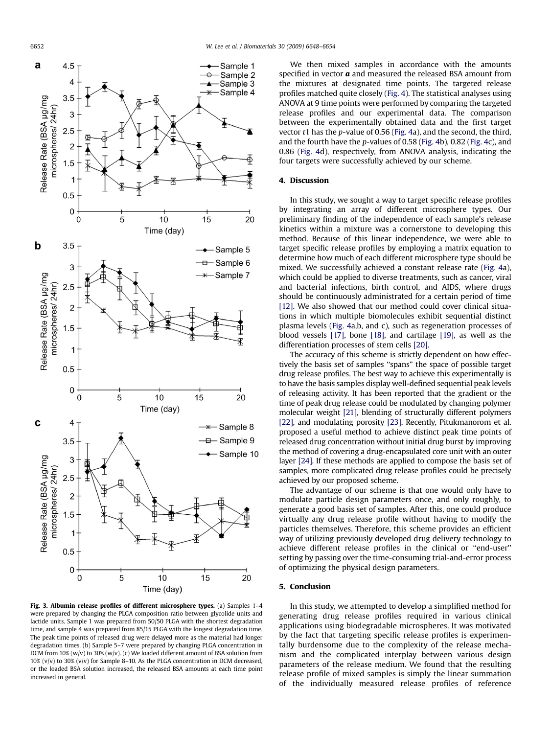Fig. 3. **Albumin release profiles of different microsphere types.** (a) Samples 1–4 were prepared by changing the PLGA composition ratio between glycolide units and lactide units. Sample 1 was prepared from 50/50 PLGA with the shortest degradation time, and sample 4 was prepared from 85/15 PLGA with the longest degradation time. The peak time points of released drug were delayed more as the material had longer degradation times. (b) Sample 5–7 were prepared by changing PLGA concentration in DCM from 10% (w/v) to 30% (w/v). (c) We loaded different amount of BSA solution from 10% (v/v) to 30% (v/v) for Sample 8–10. As the PLGA concentration in DCM decreased, or the loaded BSA solution increased, the released BSA amounts at each time point increased in general.

We then mixed samples in accordance with the amounts specified in vector ***a*** and measured the released BSA amount from the mixtures at designated time points. The targeted release profiles matched quite closely (Fig. 4). The statistical analyses using ANOVA at 9 time points were performed by comparing the targeted release profiles and our experimental data. The comparison between the experimentally obtained data and the first target vector $t1$ has the $p$-value of 0.56 (Fig. 4a), and the second, the third, and the fourth have the $p$-values of 0.58 (Fig. 4b), 0.82 (Fig. 4c), and 0.86 (Fig. 4d), respectively, from ANOVA analysis, indicating the four targets were successfully achieved by our scheme.

## 4. Discussion

In this study, we sought a way to target specific release profiles by integrating an array of different microsphere types. Our preliminary finding of the independence of each sample's release kinetics within a mixture was a cornerstone to developing this method. Because of this linear independence, we were able to target specific release profiles by employing a matrix equation to determine how much of each different microsphere type should be mixed. We successfully achieved a constant release rate (Fig. 4a), which could be applied to diverse treatments, such as cancer, viral and bacterial infections, birth control, and AIDS, where drugs should be continuously administrated for a certain period of time [12]. We also showed that our method could cover clinical situations in which multiple biomolecules exhibit sequential distinct plasma levels (Fig. 4a,b, and c), such as regeneration processes of blood vessels [17], bone [18], and cartilage [19], as well as the differentiation processes of stem cells [20].

The accuracy of this scheme is strictly dependent on how effectively the basis set of samples "spans" the space of possible target drug release profiles. The best way to achieve this experimentally is to have the basis samples display well-defined sequential peak levels of releasing activity. It has been reported that the gradient or the time of peak drug release could be modulated by changing polymer molecular weight [21], blending of structurally different polymers [22], and modulating porosity [23]. Recently, Pitukmanorom et al. proposed a useful method to achieve distinct peak time points of released drug concentration without initial drug burst by improving the method of covering a drug-encapsulated core unit with an outer layer [24]. If these methods are applied to compose the basis set of samples, more complicated drug release profiles could be precisely achieved by our proposed scheme.

The advantage of our scheme is that one would only have to modulate particle design parameters once, and only roughly, to generate a good basis set of samples. After this, one could produce virtually any drug release profile without having to modify the particles themselves. Therefore, this scheme provides an efficient way of utilizing previously developed drug delivery technology to achieve different release profiles in the clinical or "end-user" setting by passing over the time-consuming trial-and-error process of optimizing the physical design parameters.

## 5. Conclusion

In this study, we attempted to develop a simplified method for generating drug release profiles required in various clinical applications using biodegradable microspheres. It was motivated by the fact that targeting specific release profiles is experimentally burdensome due to the complexity of the release mechanism and the complicated interplay between various design parameters of the release medium. We found that the resulting release profile of mixed samples is simply the linear summation of the individually measured release profiles of reference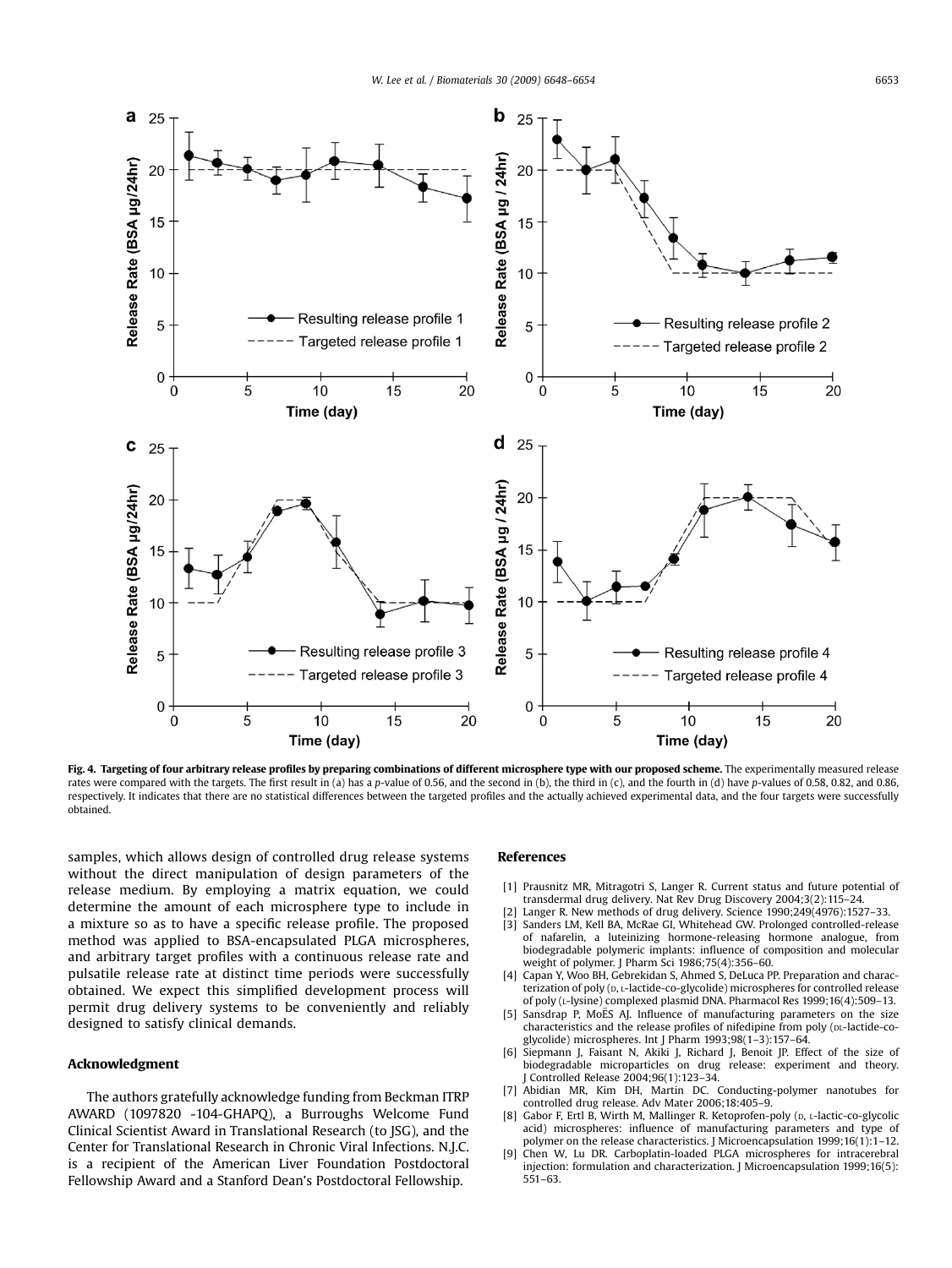**Fig. 4. Targeting of four arbitrary release profiles by preparing combinations of different microsphere type with our proposed scheme.** The experimentally measured release rates were compared with the targets. The first result in (a) has a $p$-value of 0.56, and the second in (b), the third in (c), and the fourth in (d) have $p$-values of 0.58, 0.82, and 0.86, respectively. It indicates that there are no statistical differences between the targeted profiles and the actually achieved experimental data, and the four targets were successfully obtained.

samples, which allows design of controlled drug release systems without the direct manipulation of design parameters of the release medium. By employing a matrix equation, we could determine the amount of each microsphere type to include in a mixture so as to have a specific release profile. The proposed method was applied to BSA-encapsulated PLGA microspheres, and arbitrary target profiles with a continuous release rate and pulsatile release rate at distinct time periods were successfully obtained. We expect this simplified development process will permit drug delivery systems to be conveniently and reliably designed to satisfy clinical demands.

## Acknowledgment

The authors gratefully acknowledge funding from Beckman ITRP AWARD (1097820 -104-GHAPQ), a Burroughs Welcome Fund Clinical Scientist Award in Translational Research (to JSG), and the Center for Translational Research in Chronic Viral Infections. N.J.C. is a recipient of the American Liver Foundation Postdoctoral Fellowship Award and a Stanford Dean's Postdoctoral Fellowship.

## References

[1] Prausnitz MR, Mitragotri S, Langer R. Current status and future potential of transdermal drug delivery. Nat Rev Drug Discovery 2004;3(2):115–24.

[2] Langer R. New methods of drug delivery. Science 1990;249(4976):1527–33.

[3] Sanders LM, Kell BA, McRae GI, Whitehead GW. Prolonged controlled-release of nafarelin, a luteinizing hormone-releasing hormone analogue, from biodegradable polymeric implants: influence of composition and molecular weight of polymer. J Pharm Sci 1986;75(4):356–60.

[4] Capan Y, Woo BH, Gebrekidan S, Ahmed S, DeLuca PP. Preparation and characterization of poly (D, L-lactide-co-glycolide) microspheres for controlled release of poly (L-lysine) complexed plasmid DNA. Pharmacol Res 1999;16(4):509–13.

[5] Sansdrap P, MoËS AJ. Influence of manufacturing parameters on the size characteristics and the release profiles of nifedipine from poly (DL-lactide-co-glycolide) microspheres. Int J Pharm 1993;98(1–3):157–64.

[6] Siepmann J, Faisant N, Akiki J, Richard J, Benoit JP. Effect of the size of biodegradable microparticles on drug release: experiment and theory. J Controlled Release 2004;96(1):123–34.

[7] Abidian MR, Kim DH, Martin DC. Conducting-polymer nanotubes for controlled drug release. Adv Mater 2006;18:405–9.

[8] Gabor F, Ertl B, Wirth M, Mallinger R. Ketoprofen-poly (D, L-lactic-co-glycolic acid) microspheres: influence of manufacturing parameters and type of polymer on the release characteristics. J Microencapsulation 1999;16(1):1–12.

[9] Chen W, Lu DR. Carboplatin-loaded PLGA microspheres for intracerebral injection: formulation and characterization. J Microencapsulation 1999;16(5):551–63.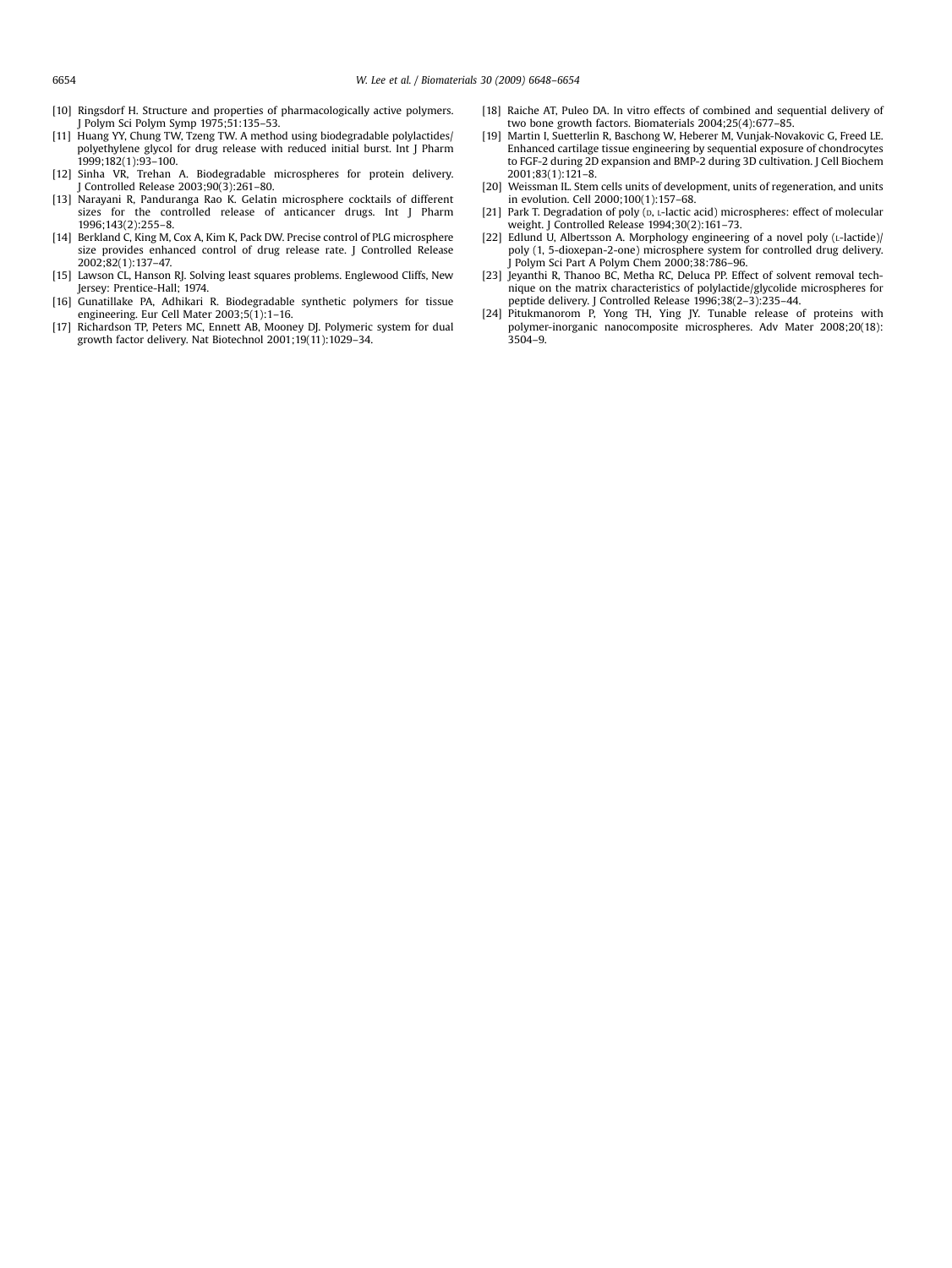[10] Ringsdorf H. Structure and properties of pharmacologically active polymers. J Polym Sci Polym Symp 1975;51:135–53.

[11] Huang YY, Chung TW, Tzeng TW. A method using biodegradable polylactides/polyethylene glycol for drug release with reduced initial burst. Int J Pharm 1999;182(1):93–100.

[12] Sinha VR, Trehan A. Biodegradable microspheres for protein delivery. J Controlled Release 2003;90(3):261–80.

[13] Narayani R, Panduranga Rao K. Gelatin microsphere cocktails of different sizes for the controlled release of anticancer drugs. Int J Pharm 1996;143(2):255–8.

[14] Berkland C, King M, Cox A, Kim K, Pack DW. Precise control of PLG microsphere size provides enhanced control of drug release rate. J Controlled Release 2002;82(1):137–47.

[15] Lawson CL, Hanson RJ. Solving least squares problems. Englewood Cliffs, New Jersey: Prentice-Hall; 1974.

[16] Gunatillake PA, Adhikari R. Biodegradable synthetic polymers for tissue engineering. Eur Cell Mater 2003;5(1):1–16.

[17] Richardson TP, Peters MC, Ennett AB, Mooney DJ. Polymeric system for dual growth factor delivery. Nat Biotechnol 2001;19(11):1029–34.

[18] Raiche AT, Puleo DA. In vitro effects of combined and sequential delivery of two bone growth factors. Biomaterials 2004;25(4):677–85.

[19] Martin I, Suetterlin R, Baschong W, Heberer M, Vunjak-Novakovic G, Freed LE. Enhanced cartilage tissue engineering by sequential exposure of chondrocytes to FGF-2 during 2D expansion and BMP-2 during 3D cultivation. J Cell Biochem 2001;83(1):121–8.

[20] Weissman IL. Stem cells units of development, units of regeneration, and units in evolution. Cell 2000;100(1):157–68.

[21] Park T. Degradation of poly (D, L-lactic acid) microspheres: effect of molecular weight. J Controlled Release 1994;30(2):161–73.

[22] Edlund U, Albertsson A. Morphology engineering of a novel poly (L-lactide)/poly (1, 5-dioxepan-2-one) microsphere system for controlled drug delivery. J Polym Sci Part A Polym Chem 2000;38:786–96.

[23] Jeyanthi R, Thanoo BC, Metha RC, Deluca PP. Effect of solvent removal technique on the matrix characteristics of polylactide/glycolide microspheres for peptide delivery. J Controlled Release 1996;38(2–3):235–44.

[24] Pitukmanorom P, Yong TH, Ying JY. Tunable release of proteins with polymer-inorganic nanocomposite microspheres. Adv Mater 2008;20(18):3504–9.